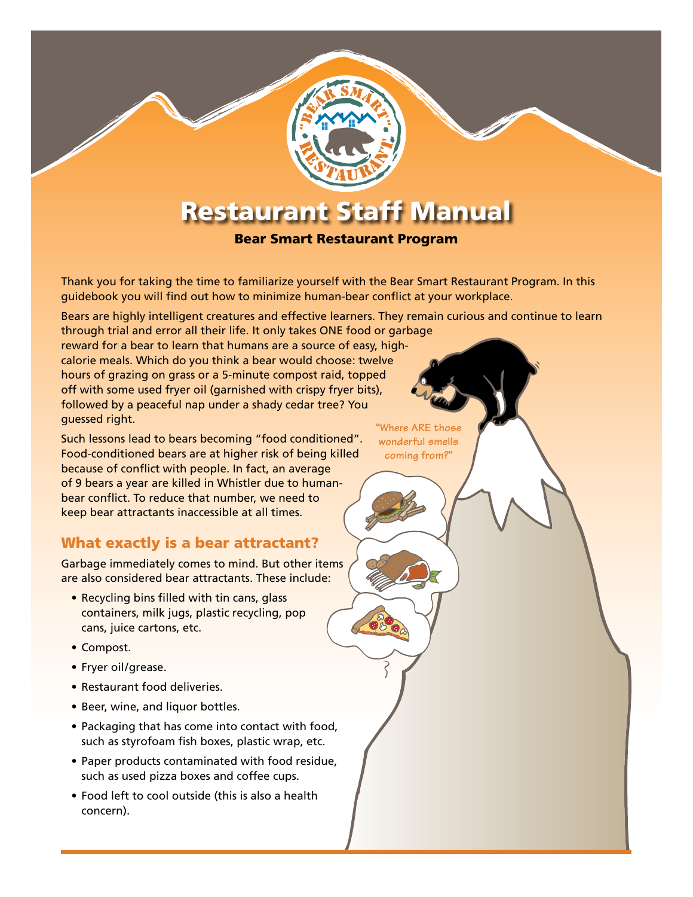# Restaurant Staff Manual

## Bear Smart Restaurant Program

Thank you for taking the time to familiarize yourself with the Bear Smart Restaurant Program. In this guidebook you will find out how to minimize human-bear conflict at your workplace.

Bears are highly intelligent creatures and effective learners. They remain curious and continue to learn through trial and error all their life. It only takes ONE food or garbage reward for a bear to learn that humans are a source of easy, high-calorie meals. Which do you think a bear would choose: twelve hours of grazing on grass or a 5-minute compost raid, topped off with some used fryer oil (garnished with crispy fryer bits), followed by a peaceful nap under a shady cedar tree? You guessed right.

"Where ARE those wonderful smells coming from?"

Such lessons lead to bears becoming "food conditioned". Food-conditioned bears are at higher risk of being killed because of conflict with people. In fact, an average of 9 bears a year are killed in Whistler due to human-bear conflict. To reduce that number, we need to keep bear attractants inaccessible at all times.

## What exactly is a bear attractant?

Garbage immediately comes to mind. But other items are also considered bear attractants. These include:

- Recycling bins filled with tin cans, glass containers, milk jugs, plastic recycling, pop cans, juice cartons, etc.
- Compost.
- Fryer oil/grease.
- Restaurant food deliveries.
- Beer, wine, and liquor bottles.
- Packaging that has come into contact with food, such as styrofoam fish boxes, plastic wrap, etc.
- Paper products contaminated with food residue, such as used pizza boxes and coffee cups.
- Food left to cool outside (this is also a health concern).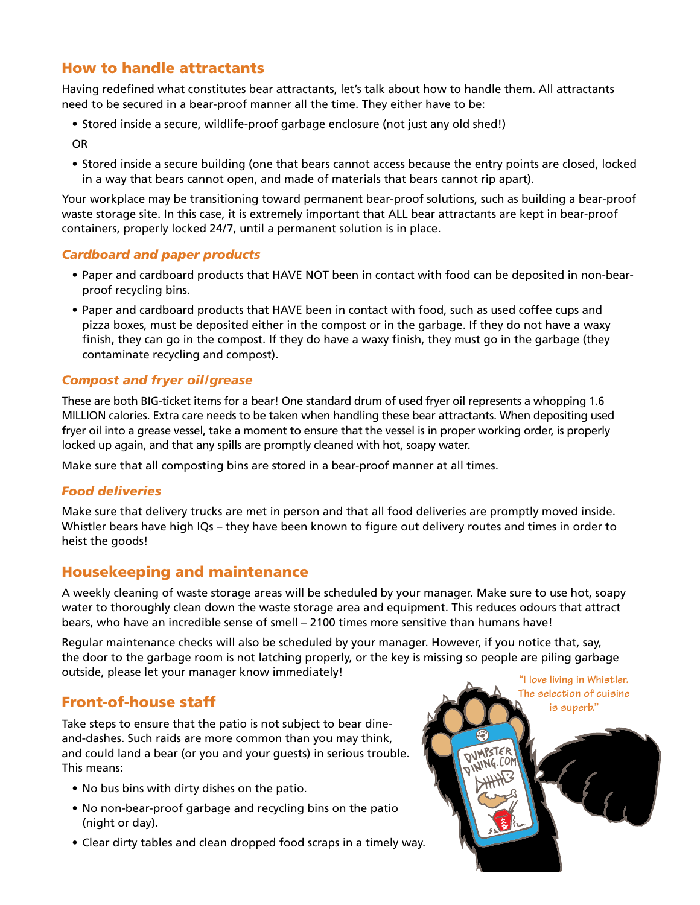## How to handle attractants

Having redefined what constitutes bear attractants, let's talk about how to handle them. All attractants need to be secured in a bear-proof manner all the time. They either have to be:

- Stored inside a secure, wildlife-proof garbage enclosure (not just any old shed!)

OR

- Stored inside a secure building (one that bears cannot access because the entry points are closed, locked in a way that bears cannot open, and made of materials that bears cannot rip apart).

Your workplace may be transitioning toward permanent bear-proof solutions, such as building a bear-proof waste storage site. In this case, it is extremely important that ALL bear attractants are kept in bear-proof containers, properly locked 24/7, until a permanent solution is in place.

### *Cardboard and paper products*

- Paper and cardboard products that HAVE NOT been in contact with food can be deposited in non-bear-proof recycling bins.
- Paper and cardboard products that HAVE been in contact with food, such as used coffee cups and pizza boxes, must be deposited either in the compost or in the garbage. If they do not have a waxy finish, they can go in the compost. If they do have a waxy finish, they must go in the garbage (they contaminate recycling and compost).

### *Compost and fryer oil/grease*

These are both BIG-ticket items for a bear! One standard drum of used fryer oil represents a whopping 1.6 MILLION calories. Extra care needs to be taken when handling these bear attractants. When depositing used fryer oil into a grease vessel, take a moment to ensure that the vessel is in proper working order, is properly locked up again, and that any spills are promptly cleaned with hot, soapy water.

Make sure that all composting bins are stored in a bear-proof manner at all times.

### *Food deliveries*

Make sure that delivery trucks are met in person and that all food deliveries are promptly moved inside. Whistler bears have high IQs – they have been known to figure out delivery routes and times in order to heist the goods!

## Housekeeping and maintenance

A weekly cleaning of waste storage areas will be scheduled by your manager. Make sure to use hot, soapy water to thoroughly clean down the waste storage area and equipment. This reduces odours that attract bears, who have an incredible sense of smell – 2100 times more sensitive than humans have!

Regular maintenance checks will also be scheduled by your manager. However, if you notice that, say, the door to the garbage room is not latching properly, or the key is missing so people are piling garbage outside, please let your manager know immediately!

## Front-of-house staff

Take steps to ensure that the patio is not subject to bear dine-and-dashes. Such raids are more common than you may think, and could land a bear (or you and your guests) in serious trouble. This means:

- No bus bins with dirty dishes on the patio.
- No non-bear-proof garbage and recycling bins on the patio (night or day).
- Clear dirty tables and clean dropped food scraps in a timely way.

"I love living in Whistler. The selection of cuisine is superb."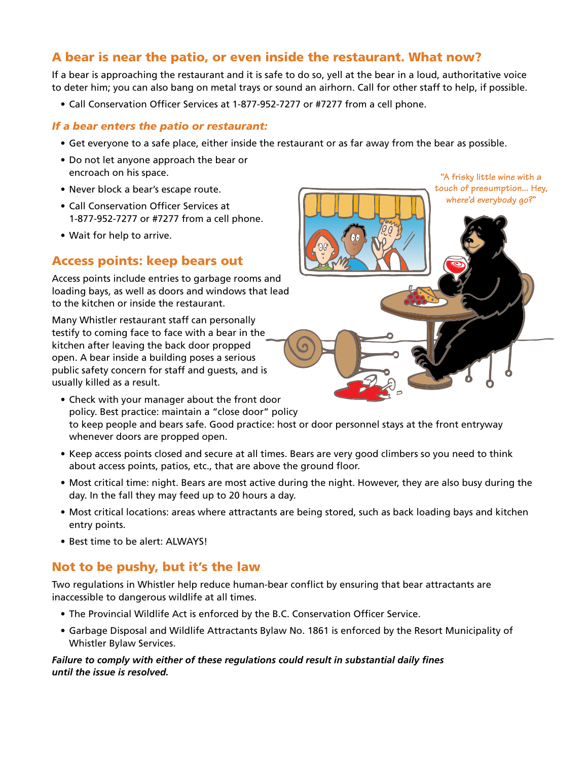## A bear is near the patio, or even inside the restaurant. What now?

If a bear is approaching the restaurant and it is safe to do so, yell at the bear in a loud, authoritative voice to deter him; you can also bang on metal trays or sound an airhorn. Call for other staff to help, if possible.

- Call Conservation Officer Services at 1-877-952-7277 or #7277 from a cell phone.

### *If a bear enters the patio or restaurant:*

- Get everyone to a safe place, either inside the restaurant or as far away from the bear as possible.
- Do not let anyone approach the bear or encroach on his space.
- Never block a bear's escape route.
- Call Conservation Officer Services at 1-877-952-7277 or #7277 from a cell phone.
- Wait for help to arrive.

"A frisky little wine with a touch of presumption... Hey, where'd everybody go?"

## Access points: keep bears out

Access points include entries to garbage rooms and loading bays, as well as doors and windows that lead to the kitchen or inside the restaurant.

Many Whistler restaurant staff can personally testify to coming face to face with a bear in the kitchen after leaving the back door propped open. A bear inside a building poses a serious public safety concern for staff and guests, and is usually killed as a result.

- Check with your manager about the front door policy. Best practice: maintain a "close door" policy to keep people and bears safe. Good practice: host or door personnel stays at the front entryway whenever doors are propped open.
- Keep access points closed and secure at all times. Bears are very good climbers so you need to think about access points, patios, etc., that are above the ground floor.
- Most critical time: night. Bears are most active during the night. However, they are also busy during the day. In the fall they may feed up to 20 hours a day.
- Most critical locations: areas where attractants are being stored, such as back loading bays and kitchen entry points.
- Best time to be alert: ALWAYS!

## Not to be pushy, but it's the law

Two regulations in Whistler help reduce human-bear conflict by ensuring that bear attractants are inaccessible to dangerous wildlife at all times.

- The Provincial Wildlife Act is enforced by the B.C. Conservation Officer Service.
- Garbage Disposal and Wildlife Attractants Bylaw No. 1861 is enforced by the Resort Municipality of Whistler Bylaw Services.

***Failure to comply with either of these regulations could result in substantial daily fines until the issue is resolved.***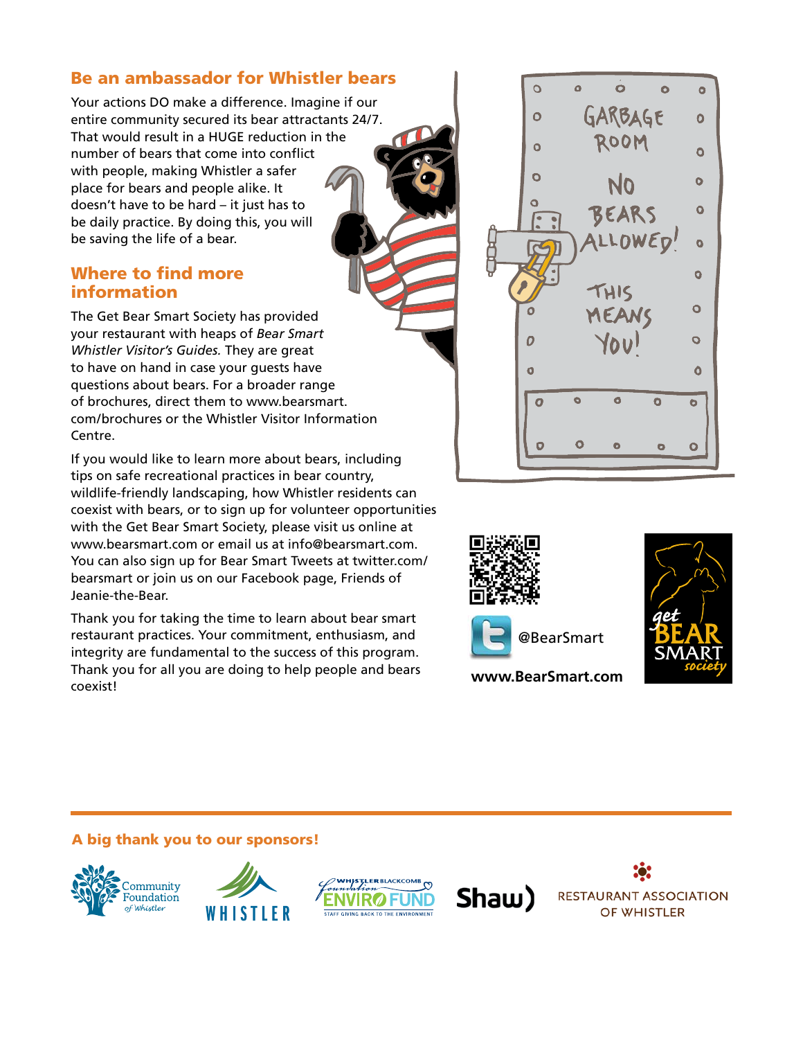## Be an ambassador for Whistler bears

Your actions DO make a difference. Imagine if our entire community secured its bear attractants 24/7. That would result in a HUGE reduction in the number of bears that come into conflict with people, making Whistler a safer place for bears and people alike. It doesn't have to be hard – it just has to be daily practice. By doing this, you will be saving the life of a bear.

## Where to find more information

The Get Bear Smart Society has provided your restaurant with heaps of *Bear Smart Whistler Visitor's Guides.* They are great to have on hand in case your guests have questions about bears. For a broader range of brochures, direct them to www.bearsmart.com/brochures or the Whistler Visitor Information Centre.

If you would like to learn more about bears, including tips on safe recreational practices in bear country, wildlife-friendly landscaping, how Whistler residents can coexist with bears, or to sign up for volunteer opportunities with the Get Bear Smart Society, please visit us online at www.bearsmart.com or email us at info@bearsmart.com. You can also sign up for Bear Smart Tweets at twitter.com/bearsmart or join us on our Facebook page, Friends of Jeanie-the-Bear.

Thank you for taking the time to learn about bear smart restaurant practices. Your commitment, enthusiasm, and integrity are fundamental to the success of this program. Thank you for all you are doing to help people and bears coexist!

GARBAGE ROOM

NO BEARS ALLOWED!

THIS MEANS YOU!

@BearSmart

**www.BearSmart.com**

get BEAR SMART society

### A big thank you to our sponsors!

Community Foundation of Whistler

WHISTLER

Whistler Blackcomb Foundation ENVIRO FUND – STAFF GIVING BACK TO THE ENVIRONMENT

Shaw)

RESTAURANT ASSOCIATION OF WHISTLER